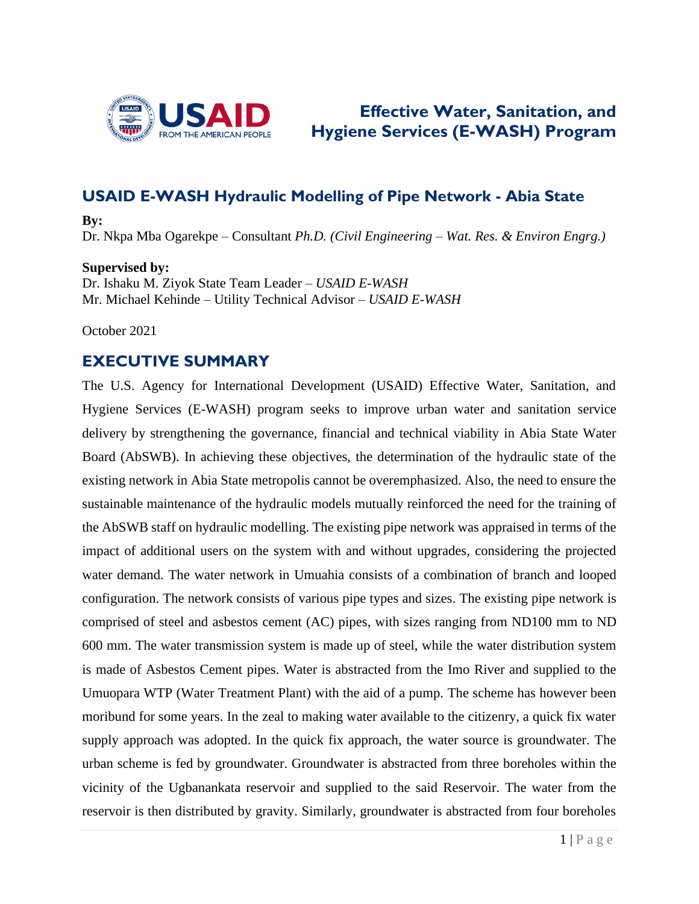# Effective Water, Sanitation, and Hygiene Services (E-WASH) Program

## USAID E-WASH Hydraulic Modelling of Pipe Network - Abia State

**By:**
Dr. Nkpa Mba Ogarekpe – Consultant *Ph.D. (Civil Engineering – Wat. Res. & Environ Engrg.)*

**Supervised by:**
Dr. Ishaku M. Ziyok State Team Leader – *USAID E-WASH*
Mr. Michael Kehinde – Utility Technical Advisor – *USAID E-WASH*

October 2021

## EXECUTIVE SUMMARY

The U.S. Agency for International Development (USAID) Effective Water, Sanitation, and Hygiene Services (E-WASH) program seeks to improve urban water and sanitation service delivery by strengthening the governance, financial and technical viability in Abia State Water Board (AbSWB). In achieving these objectives, the determination of the hydraulic state of the existing network in Abia State metropolis cannot be overemphasized. Also, the need to ensure the sustainable maintenance of the hydraulic models mutually reinforced the need for the training of the AbSWB staff on hydraulic modelling. The existing pipe network was appraised in terms of the impact of additional users on the system with and without upgrades, considering the projected water demand. The water network in Umuahia consists of a combination of branch and looped configuration. The network consists of various pipe types and sizes. The existing pipe network is comprised of steel and asbestos cement (AC) pipes, with sizes ranging from ND100 mm to ND 600 mm. The water transmission system is made up of steel, while the water distribution system is made of Asbestos Cement pipes. Water is abstracted from the Imo River and supplied to the Umuopara WTP (Water Treatment Plant) with the aid of a pump. The scheme has however been moribund for some years. In the zeal to making water available to the citizenry, a quick fix water supply approach was adopted. In the quick fix approach, the water source is groundwater. The urban scheme is fed by groundwater. Groundwater is abstracted from three boreholes within the vicinity of the Ugbanankata reservoir and supplied to the said Reservoir. The water from the reservoir is then distributed by gravity. Similarly, groundwater is abstracted from four boreholes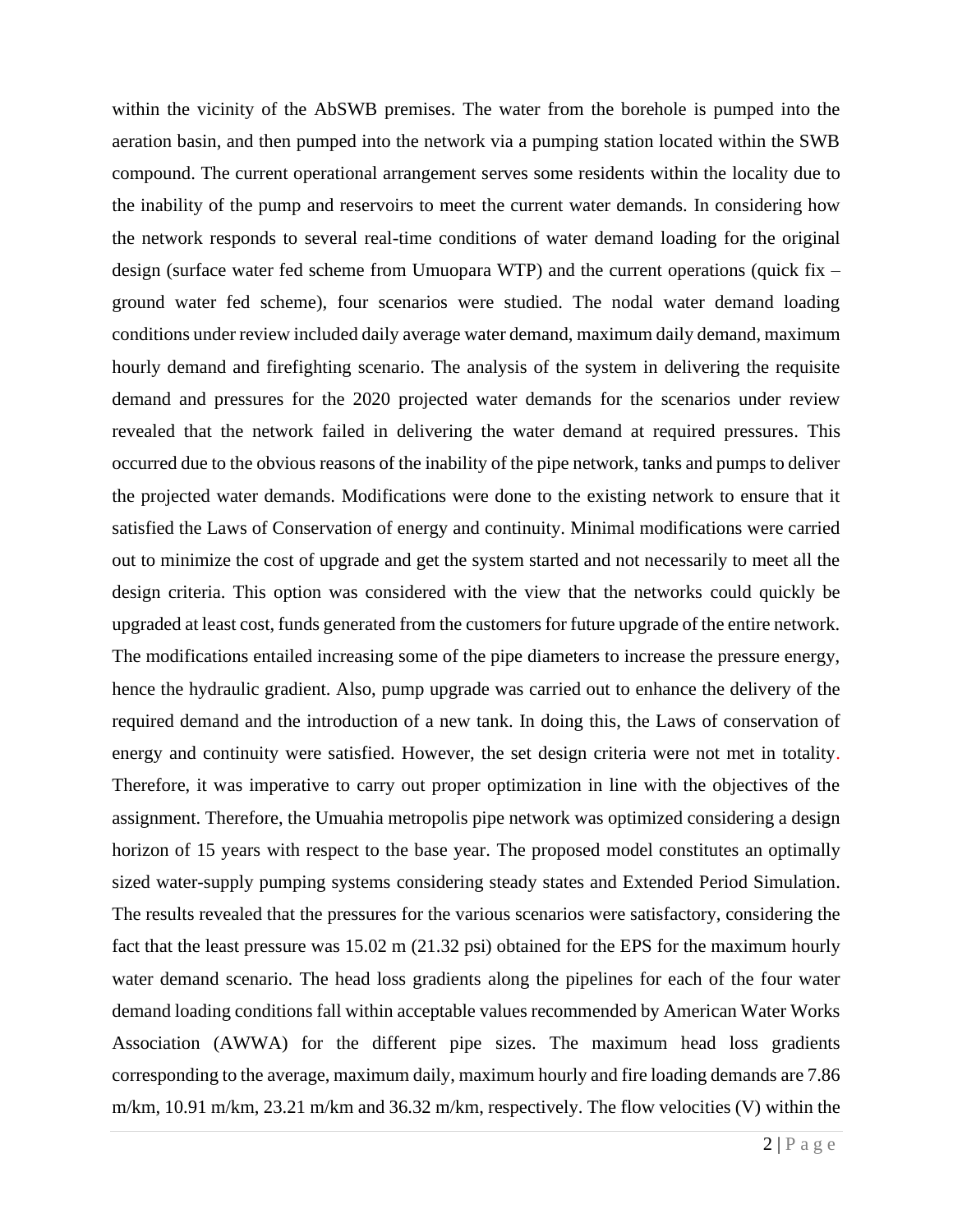within the vicinity of the AbSWB premises. The water from the borehole is pumped into the aeration basin, and then pumped into the network via a pumping station located within the SWB compound. The current operational arrangement serves some residents within the locality due to the inability of the pump and reservoirs to meet the current water demands. In considering how the network responds to several real-time conditions of water demand loading for the original design (surface water fed scheme from Umuopara WTP) and the current operations (quick fix – ground water fed scheme), four scenarios were studied. The nodal water demand loading conditions under review included daily average water demand, maximum daily demand, maximum hourly demand and firefighting scenario. The analysis of the system in delivering the requisite demand and pressures for the 2020 projected water demands for the scenarios under review revealed that the network failed in delivering the water demand at required pressures. This occurred due to the obvious reasons of the inability of the pipe network, tanks and pumps to deliver the projected water demands. Modifications were done to the existing network to ensure that it satisfied the Laws of Conservation of energy and continuity. Minimal modifications were carried out to minimize the cost of upgrade and get the system started and not necessarily to meet all the design criteria. This option was considered with the view that the networks could quickly be upgraded at least cost, funds generated from the customers for future upgrade of the entire network. The modifications entailed increasing some of the pipe diameters to increase the pressure energy, hence the hydraulic gradient. Also, pump upgrade was carried out to enhance the delivery of the required demand and the introduction of a new tank. In doing this, the Laws of conservation of energy and continuity were satisfied. However, the set design criteria were not met in totality. Therefore, it was imperative to carry out proper optimization in line with the objectives of the assignment. Therefore, the Umuahia metropolis pipe network was optimized considering a design horizon of 15 years with respect to the base year. The proposed model constitutes an optimally sized water-supply pumping systems considering steady states and Extended Period Simulation. The results revealed that the pressures for the various scenarios were satisfactory, considering the fact that the least pressure was 15.02 m (21.32 psi) obtained for the EPS for the maximum hourly water demand scenario. The head loss gradients along the pipelines for each of the four water demand loading conditions fall within acceptable values recommended by American Water Works Association (AWWA) for the different pipe sizes. The maximum head loss gradients corresponding to the average, maximum daily, maximum hourly and fire loading demands are 7.86 m/km, 10.91 m/km, 23.21 m/km and 36.32 m/km, respectively. The flow velocities (V) within the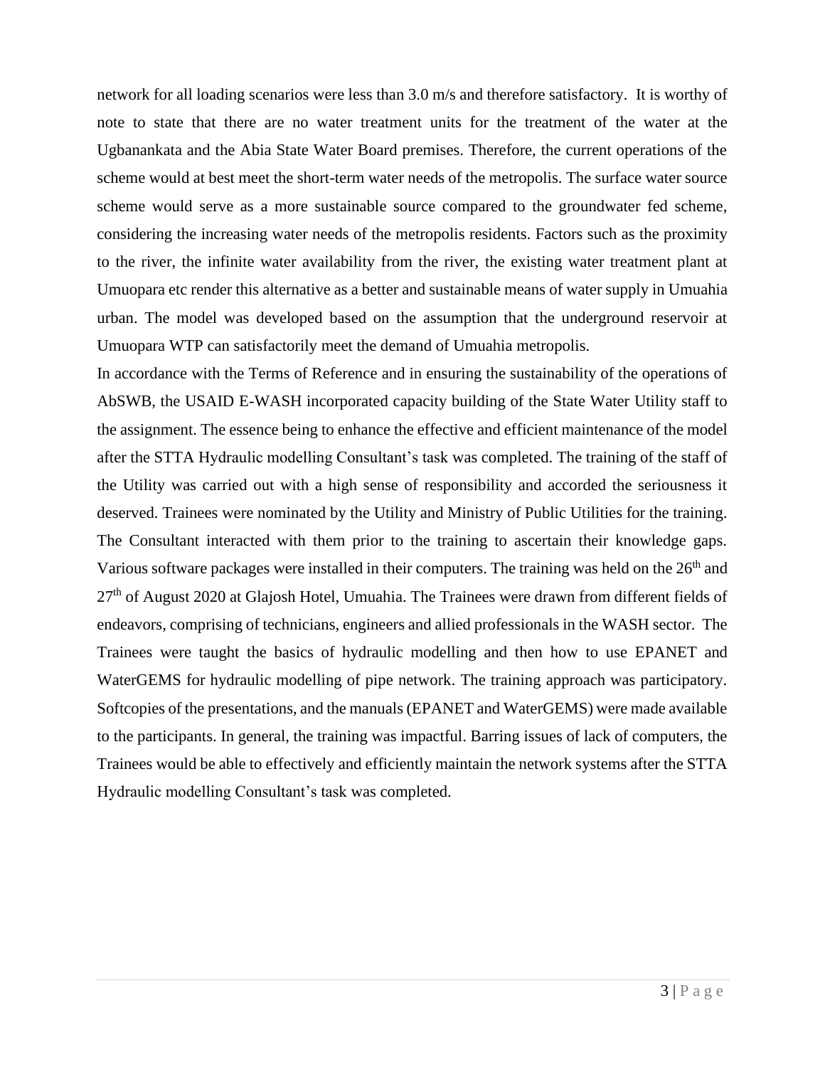network for all loading scenarios were less than 3.0 m/s and therefore satisfactory. It is worthy of note to state that there are no water treatment units for the treatment of the water at the Ugbanankata and the Abia State Water Board premises. Therefore, the current operations of the scheme would at best meet the short-term water needs of the metropolis. The surface water source scheme would serve as a more sustainable source compared to the groundwater fed scheme, considering the increasing water needs of the metropolis residents. Factors such as the proximity to the river, the infinite water availability from the river, the existing water treatment plant at Umuopara etc render this alternative as a better and sustainable means of water supply in Umuahia urban. The model was developed based on the assumption that the underground reservoir at Umuopara WTP can satisfactorily meet the demand of Umuahia metropolis.

In accordance with the Terms of Reference and in ensuring the sustainability of the operations of AbSWB, the USAID E-WASH incorporated capacity building of the State Water Utility staff to the assignment. The essence being to enhance the effective and efficient maintenance of the model after the STTA Hydraulic modelling Consultant's task was completed. The training of the staff of the Utility was carried out with a high sense of responsibility and accorded the seriousness it deserved. Trainees were nominated by the Utility and Ministry of Public Utilities for the training. The Consultant interacted with them prior to the training to ascertain their knowledge gaps. Various software packages were installed in their computers. The training was held on the 26th and 27th of August 2020 at Glajosh Hotel, Umuahia. The Trainees were drawn from different fields of endeavors, comprising of technicians, engineers and allied professionals in the WASH sector. The Trainees were taught the basics of hydraulic modelling and then how to use EPANET and WaterGEMS for hydraulic modelling of pipe network. The training approach was participatory. Softcopies of the presentations, and the manuals (EPANET and WaterGEMS) were made available to the participants. In general, the training was impactful. Barring issues of lack of computers, the Trainees would be able to effectively and efficiently maintain the network systems after the STTA Hydraulic modelling Consultant's task was completed.